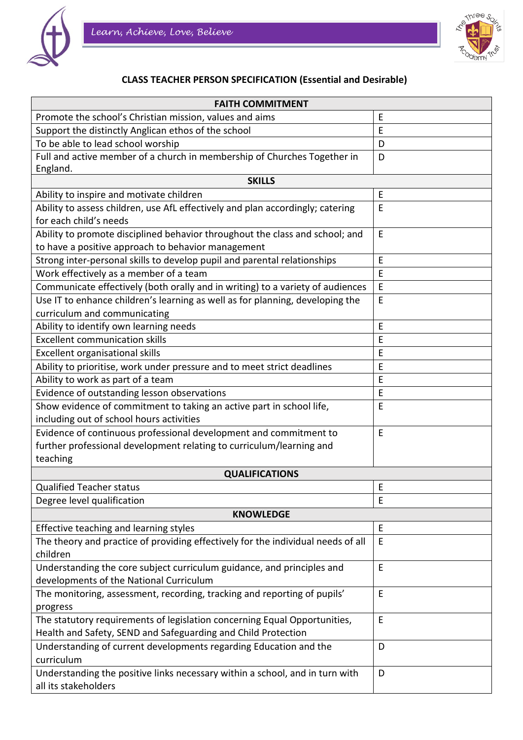*Learn, Achieve, Love, Believe*

## CLASS TEACHER PERSON SPECIFICATION (Essential and Desirable)

| **FAITH COMMITMENT** | |
|---|---|
| Promote the school's Christian mission, values and aims | E |
| Support the distinctly Anglican ethos of the school | E |
| To be able to lead school worship | D |
| Full and active member of a church in membership of Churches Together in England. | D |
| **SKILLS** | |
| Ability to inspire and motivate children | E |
| Ability to assess children, use AfL effectively and plan accordingly; catering for each child's needs | E |
| Ability to promote disciplined behavior throughout the class and school; and to have a positive approach to behavior management | E |
| Strong inter-personal skills to develop pupil and parental relationships | E |
| Work effectively as a member of a team | E |
| Communicate effectively (both orally and in writing) to a variety of audiences | E |
| Use IT to enhance children's learning as well as for planning, developing the curriculum and communicating | E |
| Ability to identify own learning needs | E |
| Excellent communication skills | E |
| Excellent organisational skills | E |
| Ability to prioritise, work under pressure and to meet strict deadlines | E |
| Ability to work as part of a team | E |
| Evidence of outstanding lesson observations | E |
| Show evidence of commitment to taking an active part in school life, including out of school hours activities | E |
| Evidence of continuous professional development and commitment to further professional development relating to curriculum/learning and teaching | E |
| **QUALIFICATIONS** | |
| Qualified Teacher status | E |
| Degree level qualification | E |
| **KNOWLEDGE** | |
| Effective teaching and learning styles | E |
| The theory and practice of providing effectively for the individual needs of all children | E |
| Understanding the core subject curriculum guidance, and principles and developments of the National Curriculum | E |
| The monitoring, assessment, recording, tracking and reporting of pupils' progress | E |
| The statutory requirements of legislation concerning Equal Opportunities, Health and Safety, SEND and Safeguarding and Child Protection | E |
| Understanding of current developments regarding Education and the curriculum | D |
| Understanding the positive links necessary within a school, and in turn with all its stakeholders | D |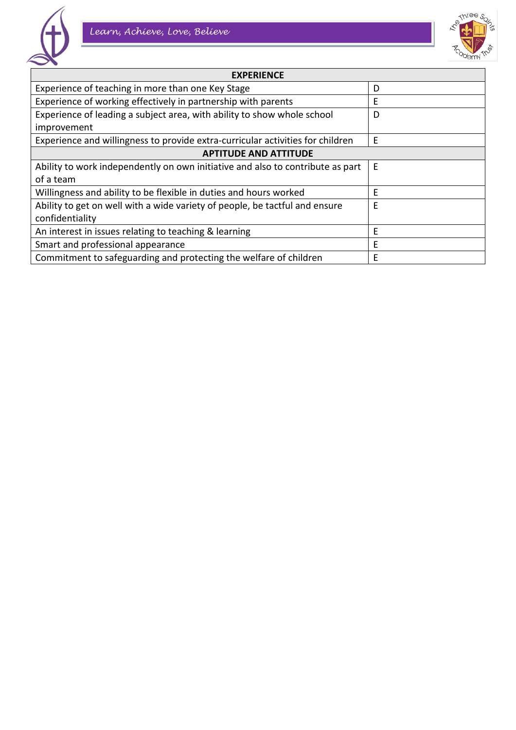| | |
|---|---|
| **EXPERIENCE** | |
| Experience of teaching in more than one Key Stage | D |
| Experience of working effectively in partnership with parents | E |
| Experience of leading a subject area, with ability to show whole school improvement | D |
| Experience and willingness to provide extra-curricular activities for children | E |
| **APTITUDE AND ATTITUDE** | |
| Ability to work independently on own initiative and also to contribute as part of a team | E |
| Willingness and ability to be flexible in duties and hours worked | E |
| Ability to get on well with a wide variety of people, be tactful and ensure confidentiality | E |
| An interest in issues relating to teaching & learning | E |
| Smart and professional appearance | E |
| Commitment to safeguarding and protecting the welfare of children | E |